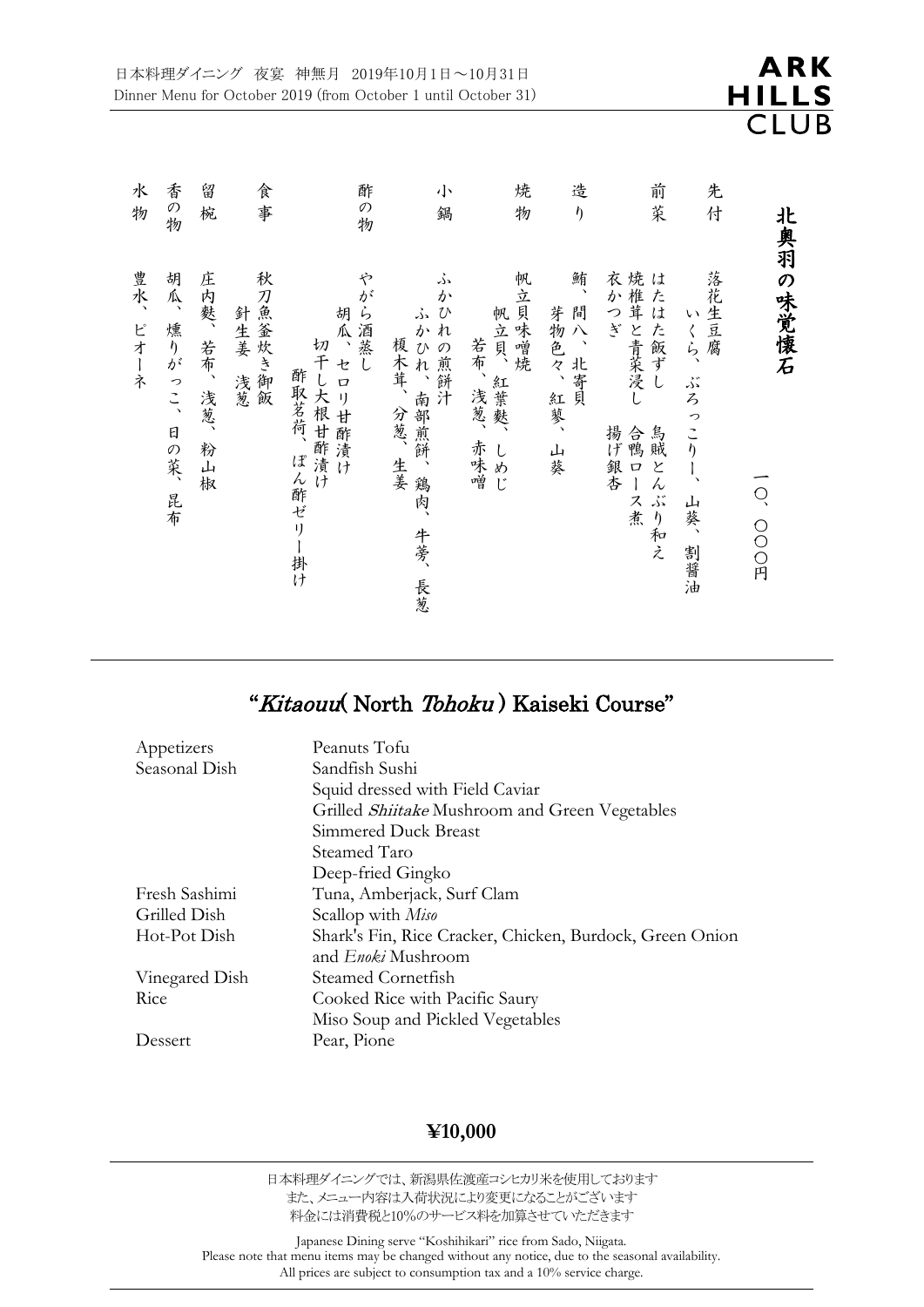日本料理ダイニング　夜宴　神無月　2019年10月1日～10月31日
Dinner Menu for October 2019 (from October 1 until October 31)

ARK HILLS CLUB

# 北奥羽の味覚懐石

一〇、〇〇〇円

先付
落花生豆腐
いくら、ぶろっこりー、山葵、割醤油

前菜
はたはた飯ずし　烏賊とんぶり和え
焼椎茸と青菜浸し　合鴨ロース煮
衣かつぎ　揚げ銀杏

造り
鮪、間八、北寄貝
芽物色々、紅蓼、山葵

焼物
帆立貝味噌焼
帆立貝、紅葉麩、しめじ
若布、浅葱、赤味噌

小鍋
ふかひれの煎餅汁
ふかひれ、南部煎餅、鶏肉、牛蒡、長葱
榎木茸、分葱、生姜

酢の物
やがら酒蒸し
胡瓜、セロリ甘酢漬け
切干し大根甘酢漬け
酢取茗荷、ぽん酢ゼリー掛け

食事
秋刀魚釜炊き御飯
針生姜　浅葱

留椀
庄内麩、若布、浅葱、粉山椒

香の物
胡瓜、燻りがっこ、日の菜、昆布

水物
豊水、ピオーネ

## "*Kitaouu*( North *Tohoku* ) Kaiseki Course"

| | |
|---|---|
| Appetizers | Peanuts Tofu |
| Seasonal Dish | Sandfish Sushi |
| | Squid dressed with Field Caviar |
| | Grilled *Shiitake* Mushroom and Green Vegetables |
| | Simmered Duck Breast |
| | Steamed Taro |
| | Deep-fried Gingko |
| Fresh Sashimi | Tuna, Amberjack, Surf Clam |
| Grilled Dish | Scallop with *Miso* |
| Hot-Pot Dish | Shark's Fin, Rice Cracker, Chicken, Burdock, Green Onion and *Enoki* Mushroom |
| Vinegared Dish | Steamed Cornetfish |
| Rice | Cooked Rice with Pacific Saury |
| | Miso Soup and Pickled Vegetables |
| Dessert | Pear, Pione |

**¥10,000**

日本料理ダイニングでは、新潟県佐渡産コシヒカリ米を使用しております
また、メニュー内容は入荷状況により変更になることがございます
料金には消費税と10%のサービス料を加算させていただきます

Japanese Dining serve "Koshihikari" rice from Sado, Niigata.
Please note that menu items may be changed without any notice, due to the seasonal availability.
All prices are subject to consumption tax and a 10% service charge.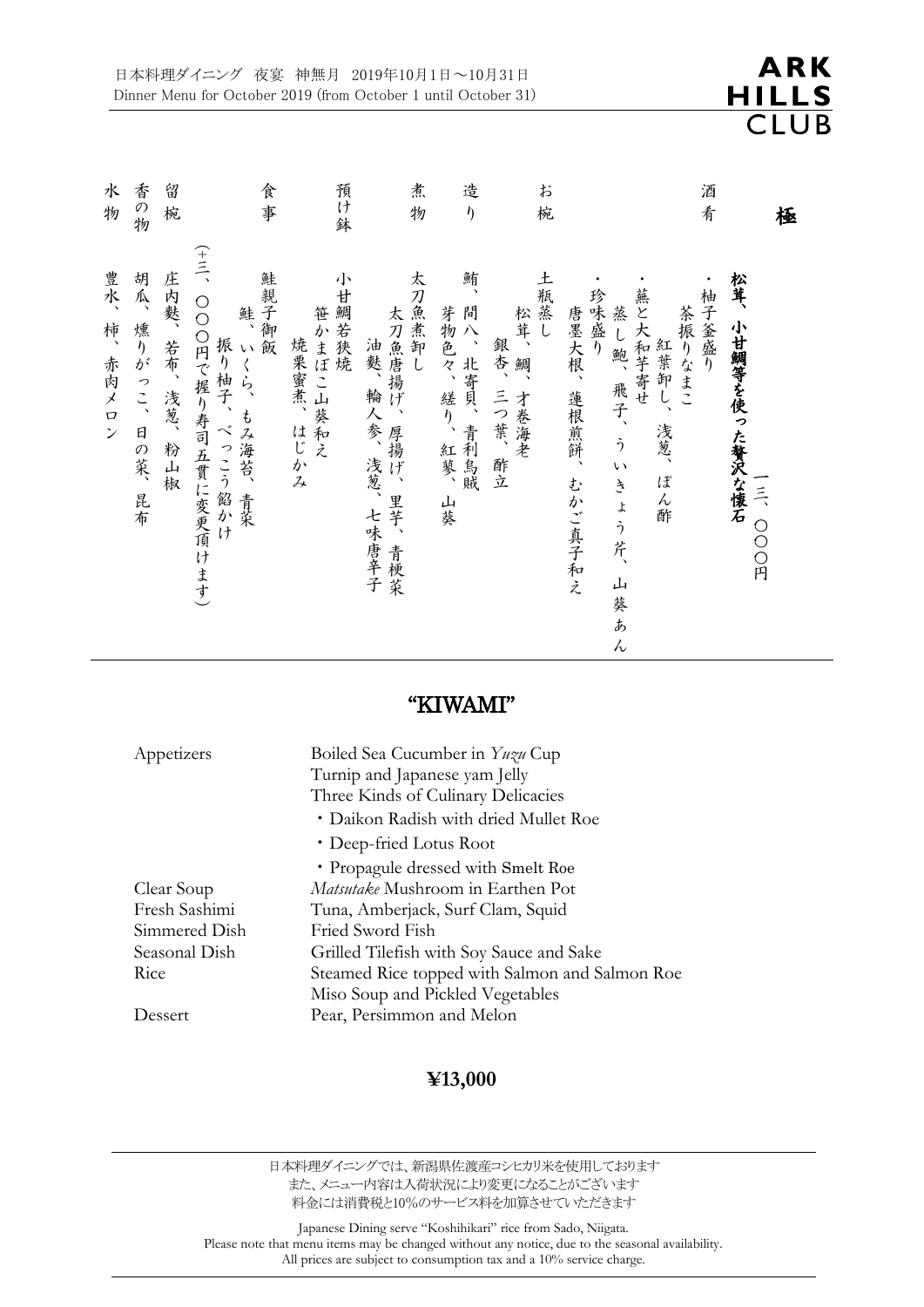日本料理ダイニング　夜宴　神無月　2019年10月1日～10月31日
Dinner Menu for October 2019 (from October 1 until October 31)

ARK HILLS CLUB

## 極　一三、〇〇〇円

**松茸、小甘鯛等を使った贅沢な懐石**

酒肴
・柚子釜盛り
　茶振りなまこ
　紅葉卸し、浅葱、ぽん酢
・蕪と大和芋寄せ
　蒸し鮑、飛子、ういきょう芹、山葵あん
・珍味盛り
　唐墨大根、蓮根煎餅、むかご真子和え

お椀
土瓶蒸し
松茸、鯛、才巻海老
銀杏、三つ葉、酢立

造り
鮪、間八、北寄貝、青利烏賊
芽物色々、縒り、紅蓼、山葵

煮物
太刀魚煮卸し
太刀魚唐揚げ、厚揚げ、里芋、青梗菜
油麩、輪人参、浅葱、七味唐辛子

預け鉢
小甘鯛若狭焼
笹かまぼこ山葵和え
焼栗蜜煮、はじかみ

食事
鮭親子御飯
鮭、いくら、もみ海苔、青菜
振り柚子、べっこう餡かけ
（十三、〇〇〇円で握り寿司五貫に変更頂けます）

留椀
庄内麩、若布、浅葱、粉山椒

香の物
胡瓜、燻りがっこ、日の菜、昆布

水物
豊水、柿、赤肉メロン

## "KIWAMI"

| | |
|---|---|
| Appetizers | Boiled Sea Cucumber in *Yuzu* Cup |
| | Turnip and Japanese yam Jelly |
| | Three Kinds of Culinary Delicacies |
| | ・Daikon Radish with dried Mullet Roe |
| | ・Deep-fried Lotus Root |
| | ・Propagule dressed with Smelt Roe |
| Clear Soup | *Matsutake* Mushroom in Earthen Pot |
| Fresh Sashimi | Tuna, Amberjack, Surf Clam, Squid |
| Simmered Dish | Fried Sword Fish |
| Seasonal Dish | Grilled Tilefish with Soy Sauce and Sake |
| Rice | Steamed Rice topped with Salmon and Salmon Roe |
| | Miso Soup and Pickled Vegetables |
| Dessert | Pear, Persimmon and Melon |

**¥13,000**

日本料理ダイニングでは、新潟県佐渡産コシヒカリ米を使用しております
また、メニュー内容は入荷状況により変更になることがございます
料金には消費税と10%のサービス料を加算させていただきます

Japanese Dining serve "Koshihikari" rice from Sado, Niigata.
Please note that menu items may be changed without any notice, due to the seasonal availability.
All prices are subject to consumption tax and a 10% service charge.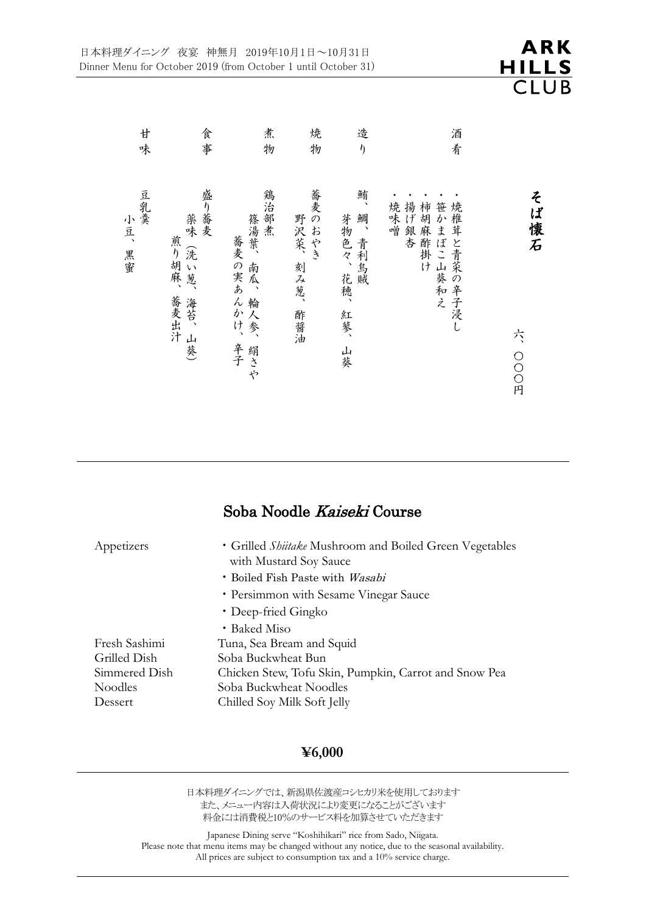日本料理ダイニング　夜宴　神無月　2019年10月1日～10月31日
Dinner Menu for October 2019 (from October 1 until October 31)

ARK HILLS CLUB

## そば懐石

六、〇〇〇円

酒肴
- ・焼椎茸と青菜の辛子浸し
- ・笹かまぼこ山葵和え
- ・柿胡麻酢掛け
- ・揚げ銀杏
- ・焼味噌

造り
鮪、鯛、青利烏賊
芽物色々、花穂、紅蓼、山葵

焼物
蕎麦のおやき
野沢菜、刻み葱、酢醤油

煮物
鶏治部煮
篠湯葉、南瓜、輪人参、絹さや
蕎麦の実あんかけ、辛子

食事
盛り蕎麦
薬味（洗い葱、海苔、山葵）
煎り胡麻、蕎麦出汁

甘味
豆乳羹
小豆、黒蜜

---

## Soba Noodle *Kaiseki* Course

| | |
|---|---|
| Appetizers | ・Grilled *Shiitake* Mushroom and Boiled Green Vegetables with Mustard Soy Sauce |
| | ・Boiled Fish Paste with *Wasabi* |
| | ・Persimmon with Sesame Vinegar Sauce |
| | ・Deep-fried Gingko |
| | ・Baked Miso |
| Fresh Sashimi | Tuna, Sea Bream and Squid |
| Grilled Dish | Soba Buckwheat Bun |
| Simmered Dish | Chicken Stew, Tofu Skin, Pumpkin, Carrot and Snow Pea |
| Noodles | Soba Buckwheat Noodles |
| Dessert | Chilled Soy Milk Soft Jelly |

**¥6,000**

---

日本料理ダイニングでは、新潟県佐渡産コシヒカリ米を使用しております
また、メニュー内容は入荷状況により変更になることがございます
料金には消費税と10%のサービス料を加算させていただきます

Japanese Dining serve "Koshihikari" rice from Sado, Niigata.
Please note that menu items may be changed without any notice, due to the seasonal availability.
All prices are subject to consumption tax and a 10% service charge.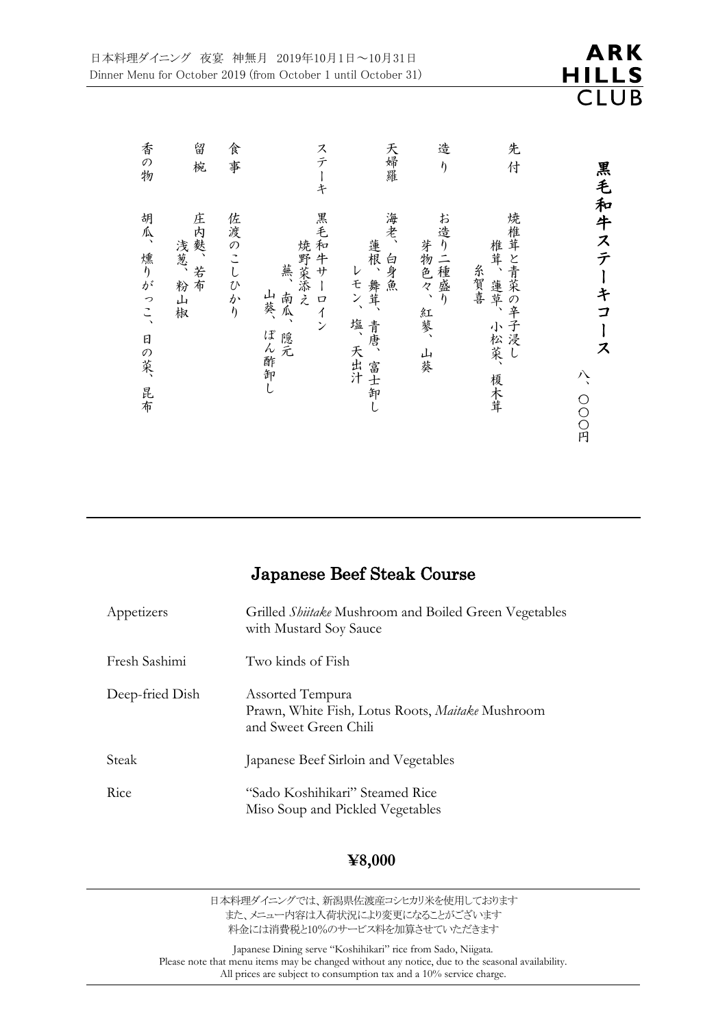日本料理ダイニング　夜宴　神無月　2019年10月1日～10月31日
Dinner Menu for October 2019 (from October 1 until October 31)

ARK HILLS CLUB

# 黒毛和牛ステーキコース

八、〇〇〇円

先付　焼椎茸と青菜の辛子浸し
椎茸、蓮草、小松菜、榎木茸
糸賀喜

造り　お造り二種盛り
芽物色々、紅蓼、山葵

天婦羅　海老、白身魚
蓮根、舞茸、青唐、富士卸し
レモン、塩、天出汁

ステーキ　黒毛和牛サーロイン
焼野菜添え
蕪、南瓜、隠元
山葵、ぽん酢卸し

食事　佐渡のこしひかり

留椀　庄内麩、若布
浅葱、粉山椒

香の物　胡瓜、燻りがっこ、日の菜、昆布

---

## Japanese Beef Steak Course

| | |
|---|---|
| Appetizers | Grilled *Shiitake* Mushroom and Boiled Green Vegetables with Mustard Soy Sauce |
| Fresh Sashimi | Two kinds of Fish |
| Deep-fried Dish | Assorted Tempura<br>Prawn, White Fish, Lotus Roots, *Maitake* Mushroom and Sweet Green Chili |
| Steak | Japanese Beef Sirloin and Vegetables |
| Rice | "Sado Koshihikari" Steamed Rice<br>Miso Soup and Pickled Vegetables |

**¥8,000**

---

日本料理ダイニングでは、新潟県佐渡産コシヒカリ米を使用しております
また、メニュー内容は入荷状況により変更になることがございます
料金には消費税と10%のサービス料を加算させていただきます

Japanese Dining serve "Koshihikari" rice from Sado, Niigata.
Please note that menu items may be changed without any notice, due to the seasonal availability.
All prices are subject to consumption tax and a 10% service charge.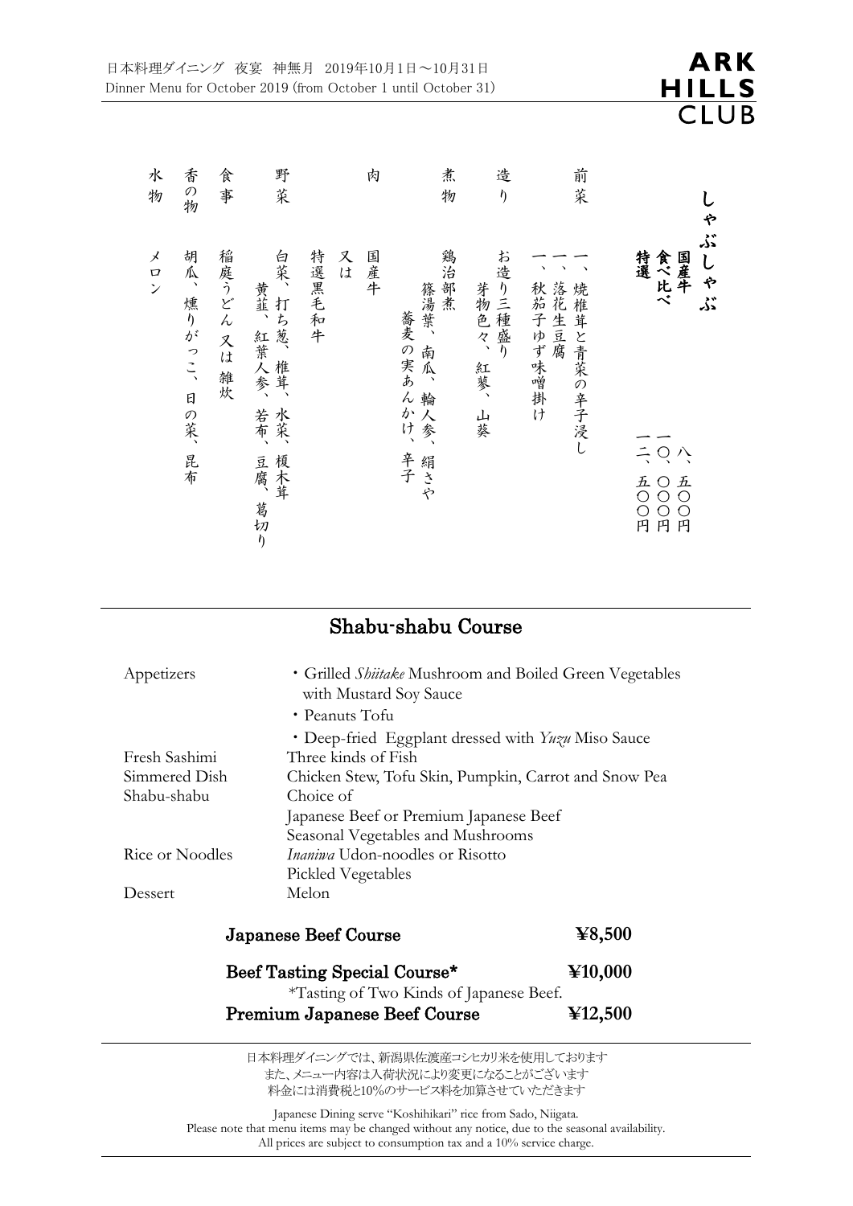日本料理ダイニング　夜宴　神無月　2019年10月1日～10月31日
Dinner Menu for October 2019 (from October 1 until October 31)

**ARK HILLS CLUB**

## しゃぶしゃぶ

**国産牛**　八、五〇〇円
**食べ比べ**　一〇、〇〇〇円
**特選**　一二、五〇〇円

| | |
|---|---|
| 前菜 | 一、焼椎茸と青菜の辛子浸し<br>一、落花生豆腐<br>一、秋茄子ゆず味噌掛け |
| 造り | お造り三種盛り<br>芽物色々、紅蓼、山葵 |
| 煮物 | 鶏治部煮<br>篠湯葉、南瓜、輪人参、絹さや<br>蕎麦の実あんかけ、辛子 |
| 肉 | 国産牛<br>又は<br>特選黒毛和牛 |
| 野菜 | 白菜、打ち葱、椎茸、水菜、榎木茸<br>黄韮、紅葉人参、若布、豆腐、葛切り |
| 食事 | 稲庭うどん又は雑炊 |
| 香の物 | 胡瓜、燻りがっこ、日の菜、昆布 |
| 水物 | メロン |

## Shabu-shabu Course

| | |
|---|---|
| Appetizers | ・Grilled *Shiitake* Mushroom and Boiled Green Vegetables with Mustard Soy Sauce<br>・Peanuts Tofu<br>・Deep-fried Eggplant dressed with *Yuzu* Miso Sauce |
| Fresh Sashimi | Three kinds of Fish |
| Simmered Dish | Chicken Stew, Tofu Skin, Pumpkin, Carrot and Snow Pea |
| Shabu-shabu | Choice of<br>Japanese Beef or Premium Japanese Beef<br>Seasonal Vegetables and Mushrooms |
| Rice or Noodles | *Inaniwa* Udon-noodles or Risotto<br>Pickled Vegetables |
| Dessert | Melon |

**Japanese Beef Course**　**¥8,500**

**Beef Tasting Special Course***　**¥10,000**
*Tasting of Two Kinds of Japanese Beef.

**Premium Japanese Beef Course**　**¥12,500**

日本料理ダイニングでは、新潟県佐渡産コシヒカリ米を使用しております
また、メニュー内容は入荷状況により変更になることがございます
料金には消費税と10%のサービス料を加算させていただきます

Japanese Dining serve "Koshihikari" rice from Sado, Niigata.
Please note that menu items may be changed without any notice, due to the seasonal availability.
All prices are subject to consumption tax and a 10% service charge.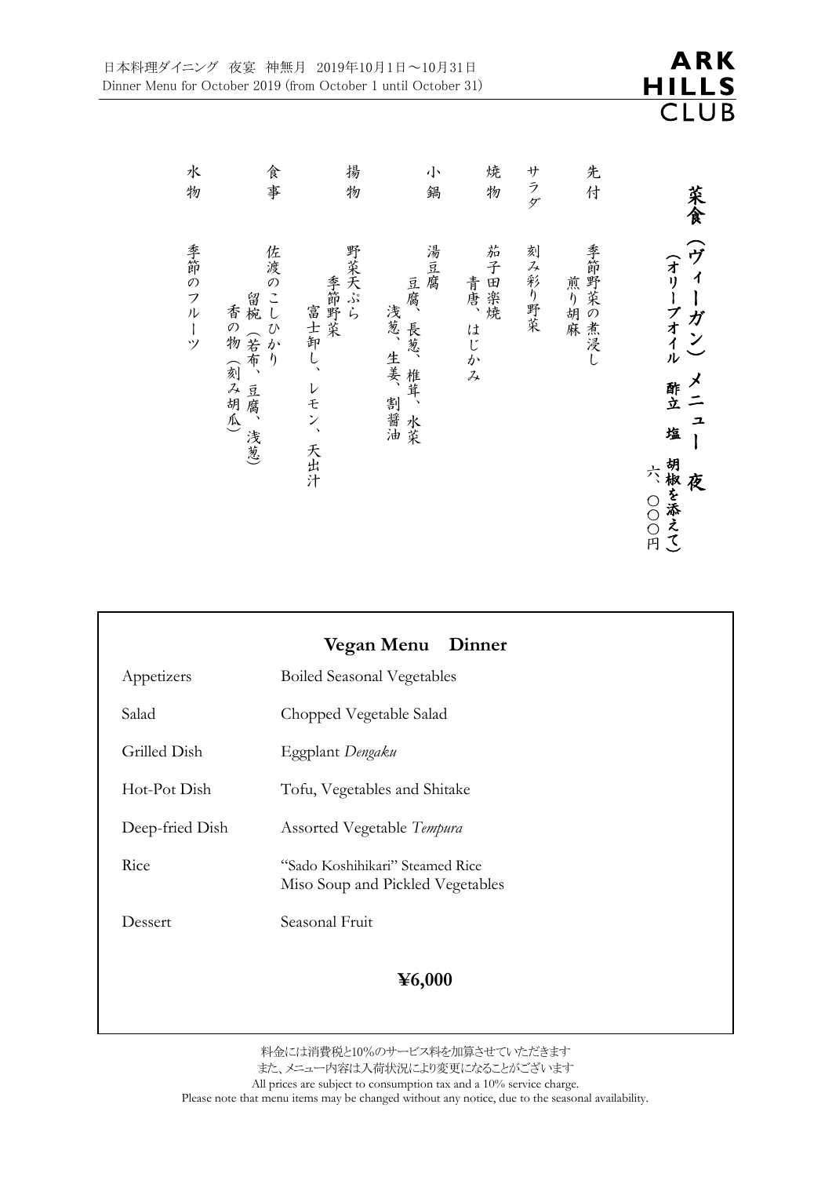日本料理ダイニング　夜宴　神無月　2019年10月1日～10月31日
Dinner Menu for October 2019 (from October 1 until October 31)

ARK HILLS CLUB

# 菜食（ヴィーガン）メニュー　夜

（オリーブオイル　酢立　塩　胡椒を添えて）

六、〇〇〇円

先付　季節野菜の煮浸し
　　　煎り胡麻

サラダ　刻み彩り野菜

焼物　茄子田楽焼
　　　青唐、はじかみ

小鍋　湯豆腐
　　　豆腐、長葱、椎茸、水菜
　　　浅葱、生姜、割醤油

揚物　野菜天ぷら
　　　季節野菜
　　　富士卸し、レモン、天出汁

食事　佐渡のこしひかり
　　　留椀（若布、豆腐、浅葱）
　　　香の物（刻み胡瓜）

水物　季節のフルーツ

## Vegan Menu　Dinner

| | |
|---|---|
| Appetizers | Boiled Seasonal Vegetables |
| Salad | Chopped Vegetable Salad |
| Grilled Dish | Eggplant *Dengaku* |
| Hot-Pot Dish | Tofu, Vegetables and Shitake |
| Deep-fried Dish | Assorted Vegetable *Tempura* |
| Rice | "Sado Koshihikari" Steamed Rice<br>Miso Soup and Pickled Vegetables |
| Dessert | Seasonal Fruit |

**¥6,000**

料金には消費税と10%のサービス料を加算させていただきます
また、メニュー内容は入荷状況により変更になることがございます
All prices are subject to consumption tax and a 10% service charge.
Please note that menu items may be changed without any notice, due to the seasonal availability.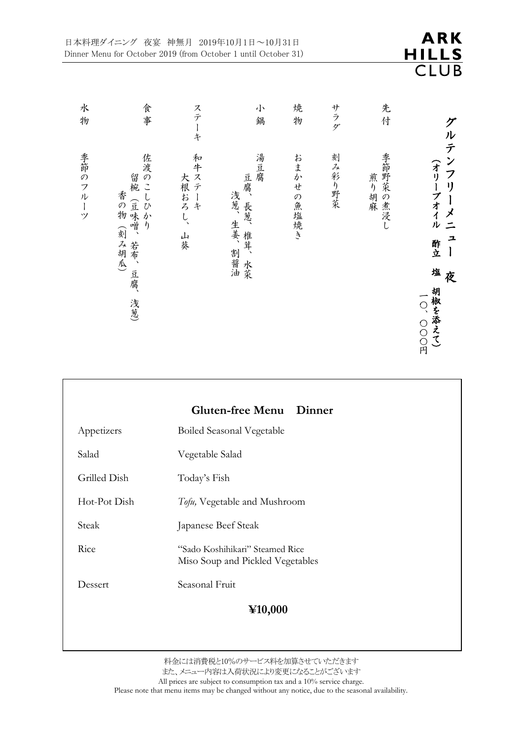日本料理ダイニング　夜宴　神無月　2019年10月1日～10月31日
Dinner Menu for October 2019 (from October 1 until October 31)

**ARK HILLS CLUB**

## グルテンフリーメニュー　夜

**（オリーブオイル　酢立　塩　胡椒を添えて）**

一〇、〇〇〇円

先付　季節野菜の煮浸し
　　　煎り胡麻

サラダ　刻み彩り野菜

焼物　おまかせの魚塩焼き

小鍋　湯豆腐
　　　豆腐、長葱、椎茸、水菜
　　　浅葱、生姜、割醤油

ステーキ　和牛ステーキ
　　　大根おろし、山葵

食事　佐渡のこしひかり
　　　留椀（豆味噌、若布、豆腐、浅葱）
　　　香の物（刻み胡瓜）

水物　季節のフルーツ

## Gluten-free Menu　Dinner

| | |
|---|---|
| Appetizers | Boiled Seasonal Vegetable |
| Salad | Vegetable Salad |
| Grilled Dish | Today's Fish |
| Hot-Pot Dish | *Tofu,* Vegetable and Mushroom |
| Steak | Japanese Beef Steak |
| Rice | "Sado Koshihikari" Steamed Rice<br>Miso Soup and Pickled Vegetables |
| Dessert | Seasonal Fruit |

**¥10,000**

料金には消費税と10%のサービス料を加算させていただきます
また、メニュー内容は入荷状況により変更になることがございます
All prices are subject to consumption tax and a 10% service charge.
Please note that menu items may be changed without any notice, due to the seasonal availability.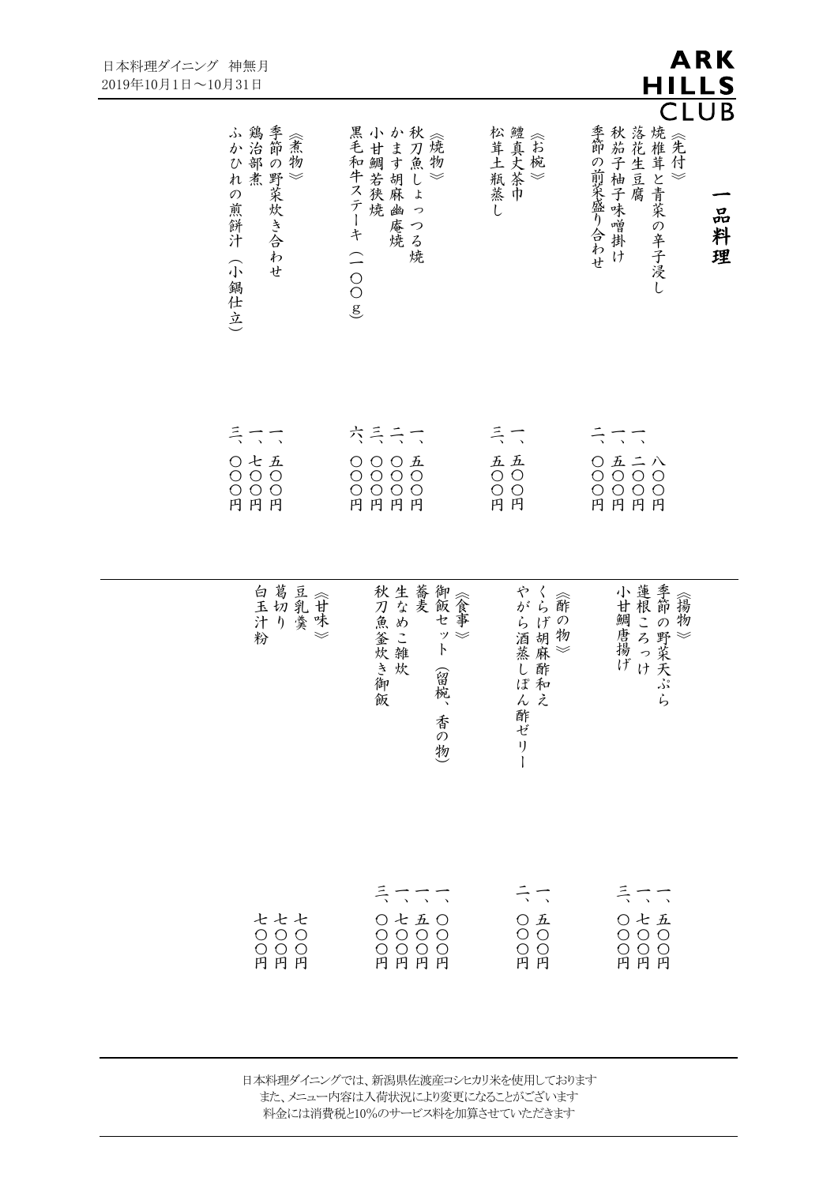日本料理ダイニング　神無月
2019年10月1日～10月31日

ARK HILLS CLUB

# 一品料理

## 《先付》

| 品名 | 価格 |
| --- | --- |
| 焼椎茸と青菜の辛子浸し | 八〇〇円 |
| 落花生豆腐 | 一、二〇〇円 |
| 秋茄子柚子味噌掛け | 一、五〇〇円 |
| 季節の前菜盛り合わせ | 二、〇〇〇円 |

## 《お椀》

| 品名 | 価格 |
| --- | --- |
| 鱧真丈茶巾 | 一、五〇〇円 |
| 松茸土瓶蒸し | 三、五〇〇円 |

## 《焼物》

| 品名 | 価格 |
| --- | --- |
| 秋刀魚しょっつる焼 | 一、五〇〇円 |
| かます胡麻幽庵焼 | 二、〇〇〇円 |
| 小甘鯛若狭焼 | 三、〇〇〇円 |
| 黒毛和牛ステーキ（一〇〇g） | 六、〇〇〇円 |

## 《煮物》

| 品名 | 価格 |
| --- | --- |
| 季節の野菜炊き合わせ | 一、五〇〇円 |
| 鶏治部煮 | 一、七〇〇円 |
| ふかひれの煎餅汁（小鍋仕立） | 三、〇〇〇円 |

## 《揚物》

| 品名 | 価格 |
| --- | --- |
| 季節の野菜天ぷら | 一、五〇〇円 |
| 蓮根ころっけ | 一、七〇〇円 |
| 小甘鯛唐揚げ | 三、〇〇〇円 |

## 《酢の物》

| 品名 | 価格 |
| --- | --- |
| くらげ胡麻酢和え | 一、五〇〇円 |
| やがら酒蒸しぽん酢ゼリー | 二、〇〇〇円 |

## 《食事》

| 品名 | 価格 |
| --- | --- |
| 御飯セット（留椀、香の物） | 一、〇〇〇円 |
| 蕎麦 | 一、五〇〇円 |
| 生なめこ雑炊 | 一、七〇〇円 |
| 秋刀魚釜炊き御飯 | 三、〇〇〇円 |

## 《甘味》

| 品名 | 価格 |
| --- | --- |
| 豆乳羹 | 七〇〇円 |
| 葛切り | 七〇〇円 |
| 白玉汁粉 | 七〇〇円 |

日本料理ダイニングでは、新潟県佐渡産コシヒカリ米を使用しております
また、メニュー内容は入荷状況により変更になることがございます
料金には消費税と10%のサービス料を加算させていただきます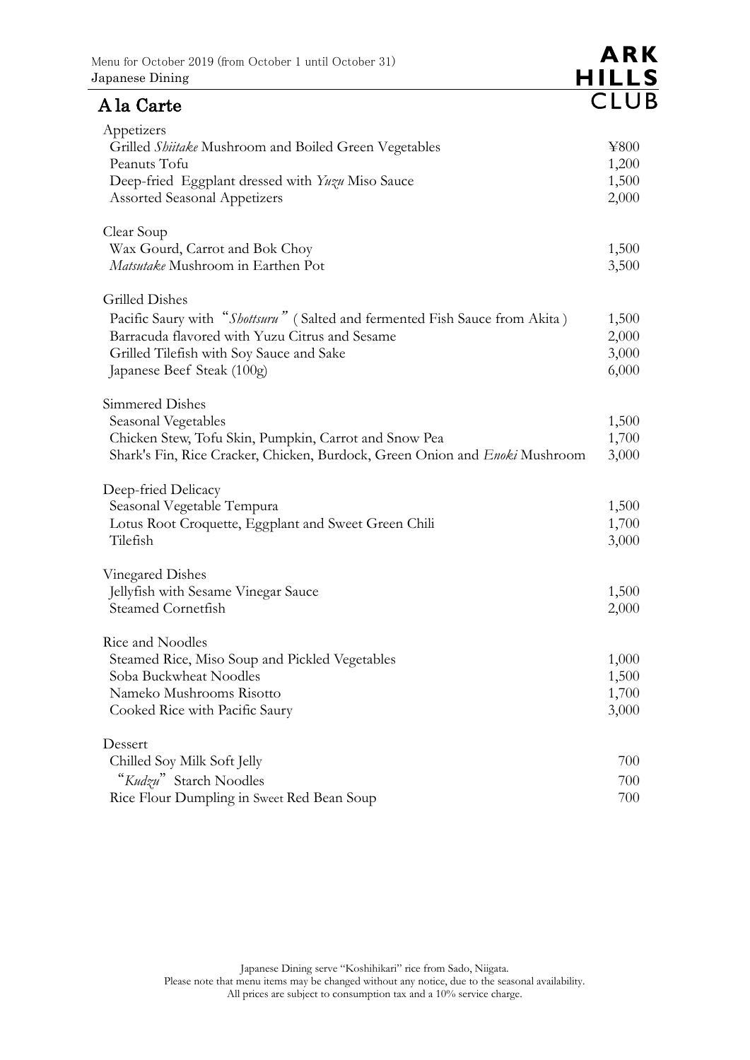Menu for October 2019 (from October 1 until October 31)
Japanese Dining

ARK HILLS CLUB

# A la Carte

## Appetizers

| | |
|---|---|
| Grilled *Shiitake* Mushroom and Boiled Green Vegetables | ¥800 |
| Peanuts Tofu | 1,200 |
| Deep-fried Eggplant dressed with *Yuzu* Miso Sauce | 1,500 |
| Assorted Seasonal Appetizers | 2,000 |

## Clear Soup

| | |
|---|---|
| Wax Gourd, Carrot and Bok Choy | 1,500 |
| *Matsutake* Mushroom in Earthen Pot | 3,500 |

## Grilled Dishes

| | |
|---|---|
| Pacific Saury with "*Shottsuru*" ( Salted and fermented Fish Sauce from Akita ) | 1,500 |
| Barracuda flavored with Yuzu Citrus and Sesame | 2,000 |
| Grilled Tilefish with Soy Sauce and Sake | 3,000 |
| Japanese Beef Steak (100g) | 6,000 |

## Simmered Dishes

| | |
|---|---|
| Seasonal Vegetables | 1,500 |
| Chicken Stew, Tofu Skin, Pumpkin, Carrot and Snow Pea | 1,700 |
| Shark's Fin, Rice Cracker, Chicken, Burdock, Green Onion and *Enoki* Mushroom | 3,000 |

## Deep-fried Delicacy

| | |
|---|---|
| Seasonal Vegetable Tempura | 1,500 |
| Lotus Root Croquette, Eggplant and Sweet Green Chili | 1,700 |
| Tilefish | 3,000 |

## Vinegared Dishes

| | |
|---|---|
| Jellyfish with Sesame Vinegar Sauce | 1,500 |
| Steamed Cornetfish | 2,000 |

## Rice and Noodles

| | |
|---|---|
| Steamed Rice, Miso Soup and Pickled Vegetables | 1,000 |
| Soba Buckwheat Noodles | 1,500 |
| Nameko Mushrooms Risotto | 1,700 |
| Cooked Rice with Pacific Saury | 3,000 |

## Dessert

| | |
|---|---|
| Chilled Soy Milk Soft Jelly | 700 |
| "*Kudzu*" Starch Noodles | 700 |
| Rice Flour Dumpling in Sweet Red Bean Soup | 700 |

Japanese Dining serve "Koshihikari" rice from Sado, Niigata.
Please note that menu items may be changed without any notice, due to the seasonal availability.
All prices are subject to consumption tax and a 10% service charge.